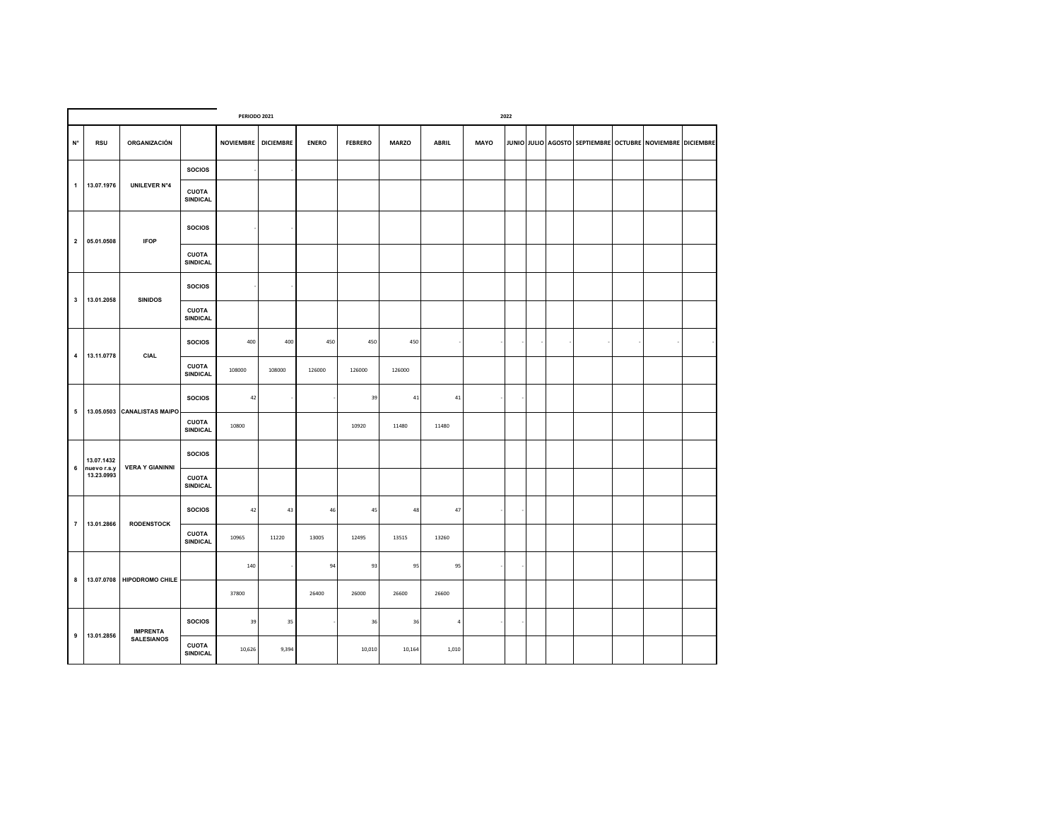| | | | | PERIODO 2021 | | 2022 | | | | | | | | | | | |
|---|---|---|---|---|---|---|---|---|---|---|---|---|---|---|---|---|---|
| **N°** | **RSU** | **ORGANIZACIÓN** | | **NOVIEMBRE** | **DICIEMBRE** | **ENERO** | **FEBRERO** | **MARZO** | **ABRIL** | **MAYO** | **JUNIO** | **JULIO** | **AGOSTO** | **SEPTIEMBRE** | **OCTUBRE** | **NOVIEMBRE** | **DICIEMBRE** |
| **1** | **13.07.1976** | **UNILEVER N°4** | **SOCIOS** | - | - | | | | | | | | | | | | |
| | | | **CUOTA SINDICAL** | | | | | | | | | | | | | | |
| **2** | **05.01.0508** | **IFOP** | **SOCIOS** | - | - | | | | | | | | | | | | |
| | | | **CUOTA SINDICAL** | | | | | | | | | | | | | | |
| **3** | **13.01.2058** | **SINIDOS** | **SOCIOS** | - | - | | | | | | | | | | | | |
| | | | **CUOTA SINDICAL** | | | | | | | | | | | | | | |
| **4** | **13.11.0778** | **CIAL** | **SOCIOS** | 400 | 400 | 450 | 450 | 450 | - | - | - | - | - | - | - | - | - |
| | | | **CUOTA SINDICAL** | 108000 | 108000 | 126000 | 126000 | 126000 | | | | | | | | | |
| **5** | **13.05.0503** | **CANALISTAS MAIPO** | **SOCIOS** | 42 | - | - | 39 | 41 | 41 | - | - | | | | | | |
| | | | **CUOTA SINDICAL** | 10800 | | | 10920 | 11480 | 11480 | | | | | | | | |
| **6** | **13.07.1432 nuevo r.s.y 13.23.0993** | **VERA Y GIANINNI** | **SOCIOS** | | | | | | | | | | | | | | |
| | | | **CUOTA SINDICAL** | | | | | | | | | | | | | | |
| **7** | **13.01.2866** | **RODENSTOCK** | **SOCIOS** | 42 | 43 | 46 | 45 | 48 | 47 | - | - | | | | | | |
| | | | **CUOTA SINDICAL** | 10965 | 11220 | 13005 | 12495 | 13515 | 13260 | | | | | | | | |
| **8** | **13.07.0708** | **HIPODROMO CHILE** | | 140 | - | 94 | 93 | 95 | 95 | - | - | | | | | | |
| | | | | 37800 | | 26400 | 26000 | 26600 | 26600 | | | | | | | | |
| **9** | **13.01.2856** | **IMPRENTA SALESIANOS** | **SOCIOS** | 39 | 35 | - | 36 | 36 | 4 | - | - | | | | | | |
| | | | **CUOTA SINDICAL** | 10,626 | 9,394 | | 10,010 | 10,164 | 1,010 | | | | | | | | |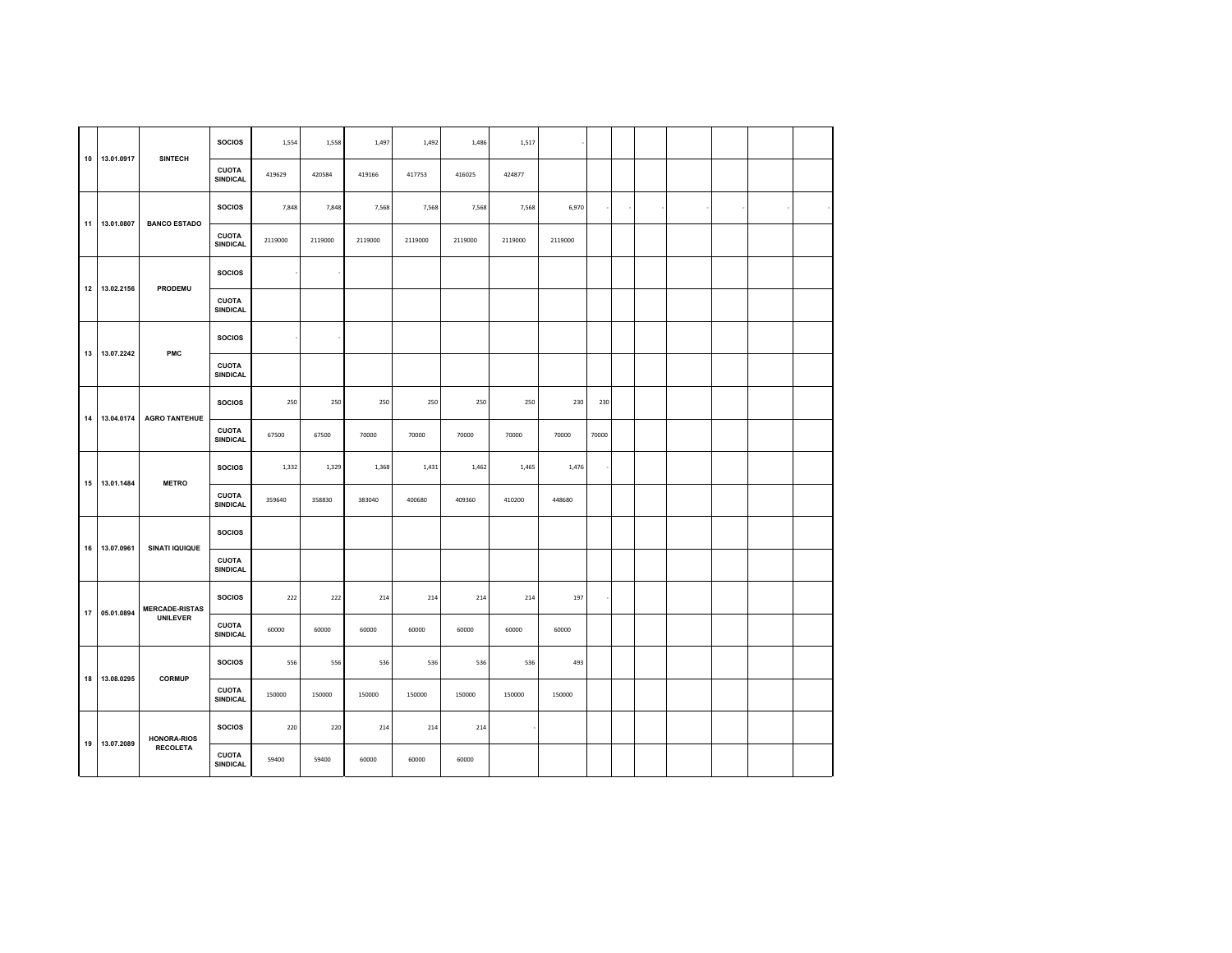| | | | | | | | | | | | | | | | | | |
|---|---|---|---|---|---|---|---|---|---|---|---|---|---|---|---|---|---|
| 10 | 13.01.0917 | SINTECH | SOCIOS | 1,554 | 1,558 | 1,497 | 1,492 | 1,486 | 1,517 | - | | | | | | | |
| | | | CUOTA SINDICAL | 419629 | 420584 | 419166 | 417753 | 416025 | 424877 | | | | | | | | |
| 11 | 13.01.0807 | BANCO ESTADO | SOCIOS | 7,848 | 7,848 | 7,568 | 7,568 | 7,568 | 7,568 | 6,970 | - | - | - | - | - | - | - |
| | | | CUOTA SINDICAL | 2119000 | 2119000 | 2119000 | 2119000 | 2119000 | 2119000 | 2119000 | | | | | | | |
| 12 | 13.02.2156 | PRODEMU | SOCIOS | - | - | | | | | | | | | | | | |
| | | | CUOTA SINDICAL | | | | | | | | | | | | | | |
| 13 | 13.07.2242 | PMC | SOCIOS | - | - | | | | | | | | | | | | |
| | | | CUOTA SINDICAL | | | | | | | | | | | | | | |
| 14 | 13.04.0174 | AGRO TANTEHUE | SOCIOS | 250 | 250 | 250 | 250 | 250 | 250 | 230 | 230 | | | | | | |
| | | | CUOTA SINDICAL | 67500 | 67500 | 70000 | 70000 | 70000 | 70000 | 70000 | 70000 | | | | | | |
| 15 | 13.01.1484 | METRO | SOCIOS | 1,332 | 1,329 | 1,368 | 1,431 | 1,462 | 1,465 | 1,476 | - | | | | | | |
| | | | CUOTA SINDICAL | 359640 | 358830 | 383040 | 400680 | 409360 | 410200 | 448680 | | | | | | | |
| 16 | 13.07.0961 | SINATI IQUIQUE | SOCIOS | | | | | | | | | | | | | | |
| | | | CUOTA SINDICAL | | | | | | | | | | | | | | |
| 17 | 05.01.0894 | MERCADE-RISTAS UNILEVER | SOCIOS | 222 | 222 | 214 | 214 | 214 | 214 | 197 | - | | | | | | |
| | | | CUOTA SINDICAL | 60000 | 60000 | 60000 | 60000 | 60000 | 60000 | 60000 | | | | | | | |
| 18 | 13.08.0295 | CORMUP | SOCIOS | 556 | 556 | 536 | 536 | 536 | 536 | 493 | | | | | | | |
| | | | CUOTA SINDICAL | 150000 | 150000 | 150000 | 150000 | 150000 | 150000 | 150000 | | | | | | | |
| 19 | 13.07.2089 | HONORA-RIOS RECOLETA | SOCIOS | 220 | 220 | 214 | 214 | 214 | - | | | | | | | | |
| | | | CUOTA SINDICAL | 59400 | 59400 | 60000 | 60000 | 60000 | | | | | | | | | |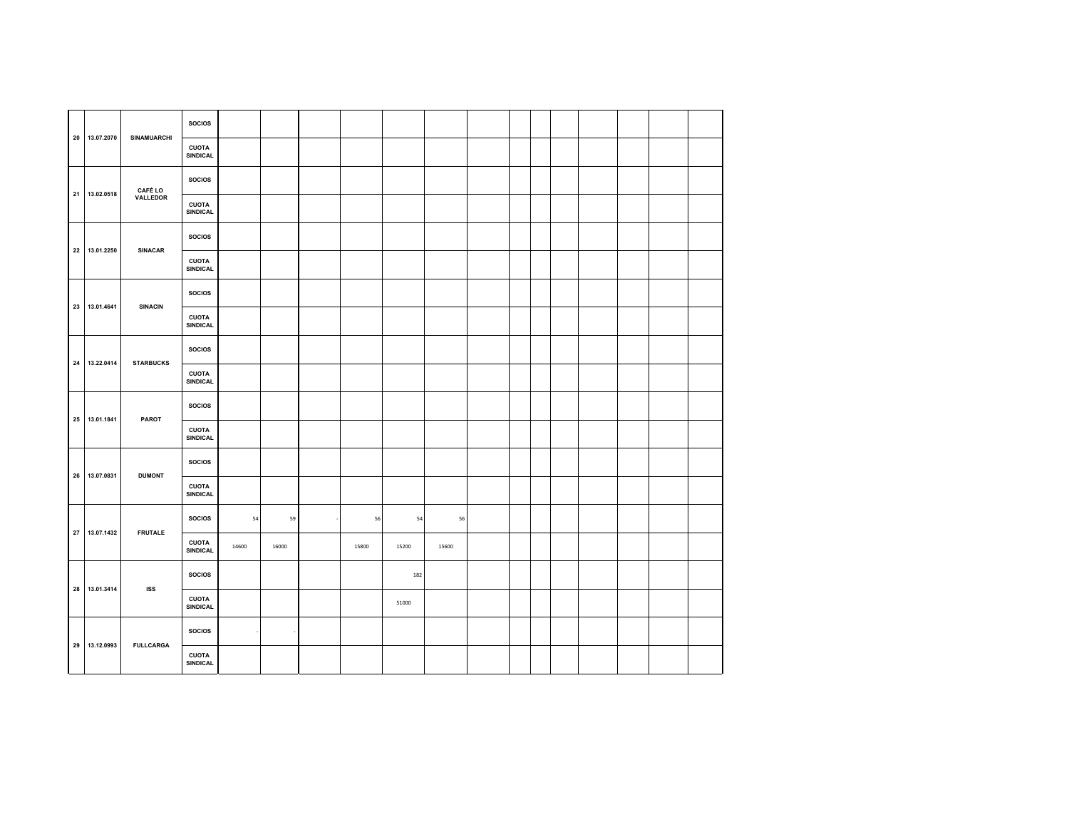| | | | | | | | | | | | | | | | | | |
|---|---|---|---|---|---|---|---|---|---|---|---|---|---|---|---|---|---|
| 20 | 13.07.2070 | **SINAMUARCHI** | **SOCIOS** | | | | | | | | | | | | | | |
| | | | **CUOTA SINDICAL** | | | | | | | | | | | | | | |
| 21 | 13.02.0518 | **CAFÉ LO VALLEDOR** | **SOCIOS** | | | | | | | | | | | | | | |
| | | | **CUOTA SINDICAL** | | | | | | | | | | | | | | |
| 22 | 13.01.2250 | **SINACAR** | **SOCIOS** | | | | | | | | | | | | | | |
| | | | **CUOTA SINDICAL** | | | | | | | | | | | | | | |
| 23 | 13.01.4641 | **SINACIN** | **SOCIOS** | | | | | | | | | | | | | | |
| | | | **CUOTA SINDICAL** | | | | | | | | | | | | | | |
| 24 | 13.22.0414 | **STARBUCKS** | **SOCIOS** | | | | | | | | | | | | | | |
| | | | **CUOTA SINDICAL** | | | | | | | | | | | | | | |
| 25 | 13.01.1841 | **PAROT** | **SOCIOS** | | | | | | | | | | | | | | |
| | | | **CUOTA SINDICAL** | | | | | | | | | | | | | | |
| 26 | 13.07.0831 | **DUMONT** | **SOCIOS** | | | | | | | | | | | | | | |
| | | | **CUOTA SINDICAL** | | | | | | | | | | | | | | |
| 27 | 13.07.1432 | **FRUTALE** | **SOCIOS** | 54 | 59 | - | 56 | 54 | 56 | | | | | | | | |
| | | | **CUOTA SINDICAL** | 14600 | 16000 | | 15800 | 15200 | 15600 | | | | | | | | |
| 28 | 13.01.3414 | **ISS** | **SOCIOS** | | | | | 182 | | | | | | | | | |
| | | | **CUOTA SINDICAL** | | | | | 51000 | | | | | | | | | |
| 29 | 13.12.0993 | **FULLCARGA** | **SOCIOS** | - | - | | | | | | | | | | | | |
| | | | **CUOTA SINDICAL** | | | | | | | | | | | | | | |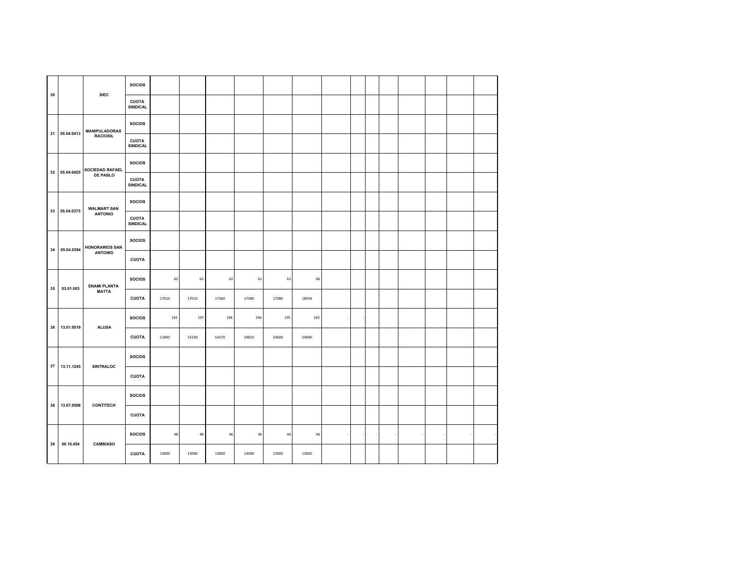| | | | | | | | | | | | | | | | | | |
|---|---|---|---|---|---|---|---|---|---|---|---|---|---|---|---|---|---|
| 30 | | SIEC | SOCIOS | | | | | | | | | | | | | | |
| | | | CUOTA SINDICAL | | | | | | | | | | | | | | |
| 31 | 05.04.0413 | MANIPULADORAS RACIOSIL | SOCIOS | | | | | | | | | | | | | | |
| | | | CUOTA SINDICAL | | | | | | | | | | | | | | |
| 32 | 05.04.0420 | SOCIEDAD RAFAEL DE PABLO | SOCIOS | | | | | | | | | | | | | | |
| | | | CUOTA SINDICAL | | | | | | | | | | | | | | |
| 33 | 05.04.0375 | WALMART SAN ANTONIO | SOCIOS | | | | | | | | | | | | | | |
| | | | CUOTA SINDICAL | | | | | | | | | | | | | | |
| 34 | 05.04.0394 | HONORARIOS SAN ANTONIO | SOCIOS | | | | | | | | | | | | | | |
| | | | CUOTA | | | | | | | | | | | | | | |
| 35 | 03.01.003 | ENAMI PLANTA MATTA | SOCIOS | 63 | 63 | 62 | 61 | 61 | 66 | | | | | | | | |
| | | | CUOTA | 17010 | 17010 | 17360 | 17080 | 17080 | 18544 | | | | | | | | |
| 36 | 13.01.0519 | ALUSA | SOCIOS | 192 | 197 | 194 | 196 | 195 | 193 | - | - | | | | | | |
| | | | CUOTA | 51840 | 53190 | 54270 | 54810 | 54600 | 54040 | | | | | | | | |
| 37 | 13.11.1245 | SINTRALOC | SOCIOS | | | | | | | | | | | | | | |
| | | | CUOTA | | | | | | | | | | | | | | |
| 38 | 13.07.0508 | CONTITECH | SOCIOS | | | | | | | | | | | | | | |
| | | | CUOTA | | | | | | | | | | | | | | |
| 39 | 50.10.454 | CAMBIASO | SOCIOS | 48 | 48 | 46 | 46 | 46 | 46 | - | - | - | - | - | - | - | - |
| | | | CUOTA | 13000 | 13000 | 13000 | 13000 | 13000 | 13000 | | | | | | | | |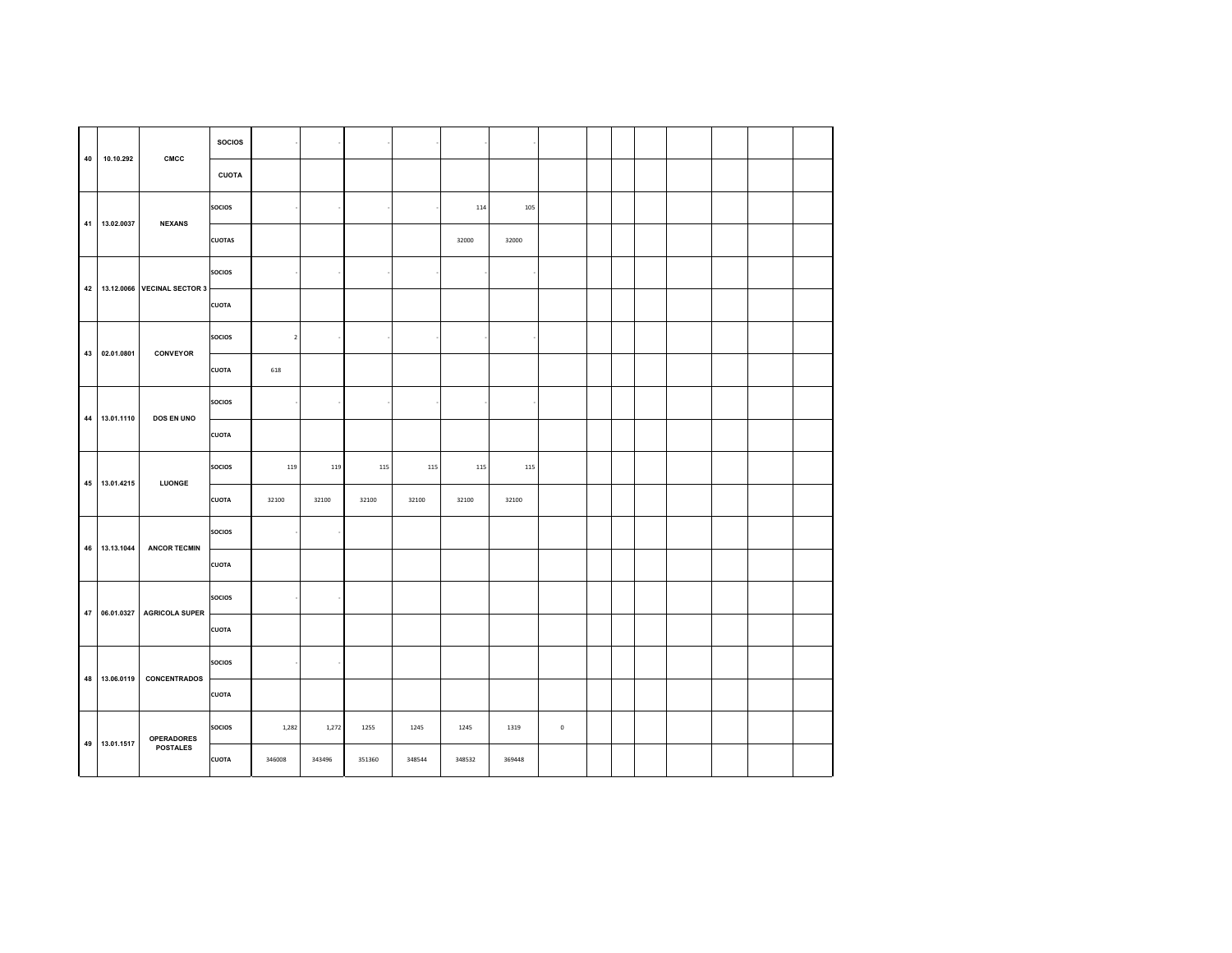| | | | | | | | | | | | | | | | | | |
|---|---|---|---|---|---|---|---|---|---|---|---|---|---|---|---|---|---|
| 40 | 10.10.292 | CMCC | SOCIOS | - | - | - | - | - | - | | | | | | | | |
| | | | CUOTA | | | | | | | | | | | | | | |
| 41 | 13.02.0037 | NEXANS | SOCIOS | - | - | - | - | 114 | 105 | | | | | | | | |
| | | | CUOTAS | | | | | 32000 | 32000 | | | | | | | | |
| 42 | 13.12.0066 | VECINAL SECTOR 3 | SOCIOS | - | - | - | - | - | - | | | | | | | | |
| | | | CUOTA | | | | | | | | | | | | | | |
| 43 | 02.01.0801 | CONVEYOR | SOCIOS | 2 | - | - | - | - | - | | | | | | | | |
| | | | CUOTA | 618 | | | | | | | | | | | | | |
| 44 | 13.01.1110 | DOS EN UNO | SOCIOS | - | - | - | - | - | - | | | | | | | | |
| | | | CUOTA | | | | | | | | | | | | | | |
| 45 | 13.01.4215 | LUONGE | SOCIOS | 119 | 119 | 115 | 115 | 115 | 115 | | | | | | | | |
| | | | CUOTA | 32100 | 32100 | 32100 | 32100 | 32100 | 32100 | | | | | | | | |
| 46 | 13.13.1044 | ANCOR TECMIN | SOCIOS | - | - | | | | | | | | | | | | |
| | | | CUOTA | | | | | | | | | | | | | | |
| 47 | 06.01.0327 | AGRICOLA SUPER | SOCIOS | - | - | | | | | | | | | | | | |
| | | | CUOTA | | | | | | | | | | | | | | |
| 48 | 13.06.0119 | CONCENTRADOS | SOCIOS | - | - | | | | | | | | | | | | |
| | | | CUOTA | | | | | | | | | | | | | | |
| 49 | 13.01.1517 | OPERADORES POSTALES | SOCIOS | 1,282 | 1,272 | 1255 | 1245 | 1245 | 1319 | 0 | | | | | | | |
| | | | CUOTA | 346008 | 343496 | 351360 | 348544 | 348532 | 369448 | | | | | | | | |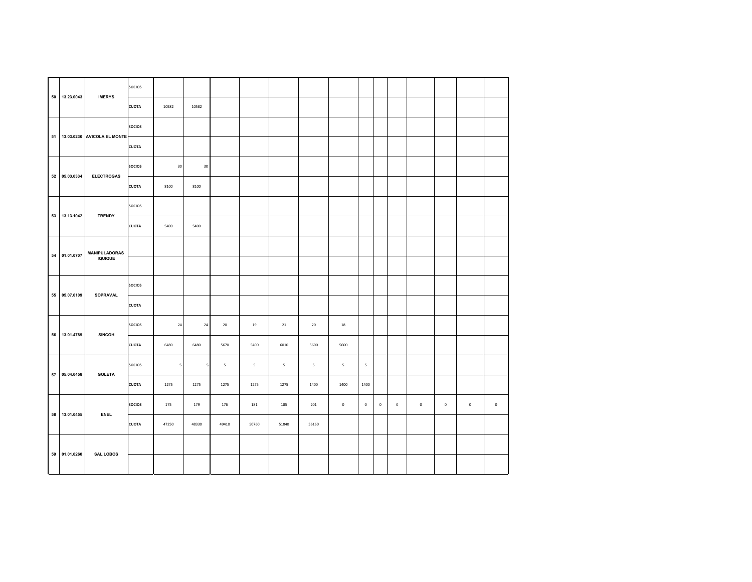| | | | | | | | | | | | | | | | | | |
|---|---|---|---|---|---|---|---|---|---|---|---|---|---|---|---|---|---|
| 50 | 13.23.0043 | IMERYS | SOCIOS | | | | | | | | | | | | | | |
| | | | CUOTA | 10582 | 10582 | | | | | | | | | | | | |
| 51 | 13.03.0230 | AVICOLA EL MONTE | SOCIOS | | | | | | | | | | | | | | |
| | | | CUOTA | | | | | | | | | | | | | | |
| 52 | 05.03.0334 | ELECTROGAS | SOCIOS | 30 | 30 | | | | | | | | | | | | |
| | | | CUOTA | 8100 | 8100 | | | | | | | | | | | | |
| 53 | 13.13.1042 | TRENDY | SOCIOS | | | | | | | | | | | | | | |
| | | | CUOTA | 5400 | 5400 | | | | | | | | | | | | |
| 54 | 01.01.0707 | MANIPULADORAS IQUIQUE | | | | | | | | | | | | | | | |
| | | | | | | | | | | | | | | | | | |
| 55 | 05.07.0109 | SOPRAVAL | SOCIOS | | | | | | | | | | | | | | |
| | | | CUOTA | | | | | | | | | | | | | | |
| 56 | 13.01.4789 | SINCOH | SOCIOS | 24 | 24 | 20 | 19 | 21 | 20 | 18 | | | | | | | |
| | | | CUOTA | 6480 | 6480 | 5670 | 5400 | 6010 | 5600 | 5600 | | | | | | | |
| 57 | 05.04.0458 | GOLETA | SOCIOS | 5 | 5 | 5 | 5 | 5 | 5 | 5 | 5 | | | | | | |
| | | | CUOTA | 1275 | 1275 | 1275 | 1275 | 1275 | 1400 | 1400 | 1400 | | | | | | |
| 58 | 13.01.0455 | ENEL | SOCIOS | 175 | 179 | 176 | 181 | 185 | 201 | 0 | 0 | 0 | 0 | 0 | 0 | 0 | 0 |
| | | | CUOTA | 47250 | 48330 | 49410 | 50760 | 51840 | 56160 | | | | | | | | |
| 59 | 01.01.0260 | SAL LOBOS | | | | | | | | | | | | | | | |
| | | | | | | | | | | | | | | | | | |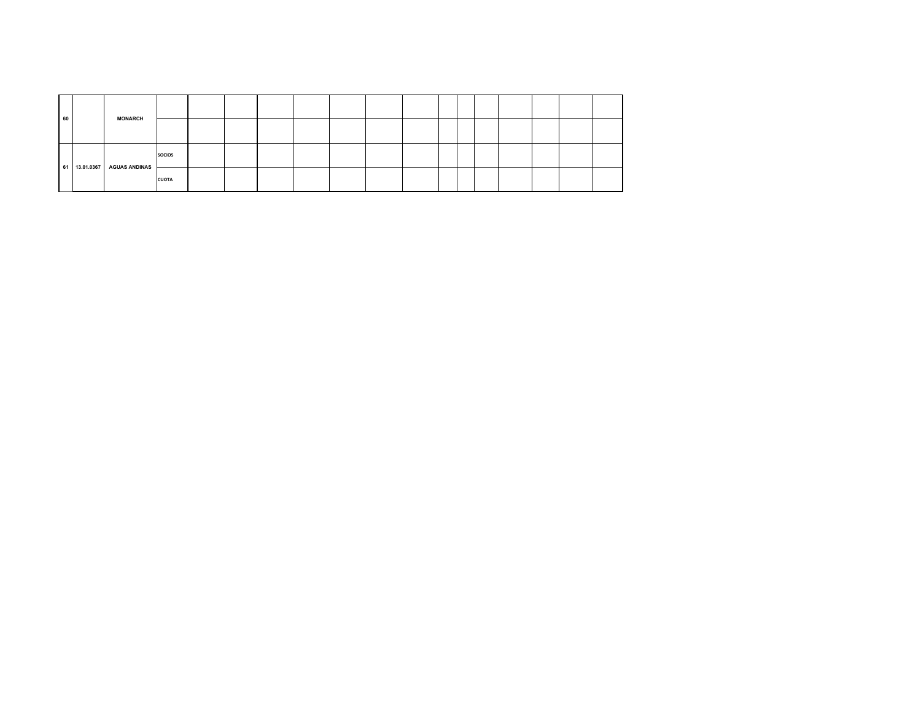| | | | | | | | | | | | | | | | | | |
|---|---|---|---|---|---|---|---|---|---|---|---|---|---|---|---|---|---|
| 60 | | MONARCH | | | | | | | | | | | | | | | |
| | | | | | | | | | | | | | | | | | |
| 61 | 13.01.0367 | AGUAS ANDINAS | SOCIOS | | | | | | | | | | | | | | |
| | | | CUOTA | | | | | | | | | | | | | | |